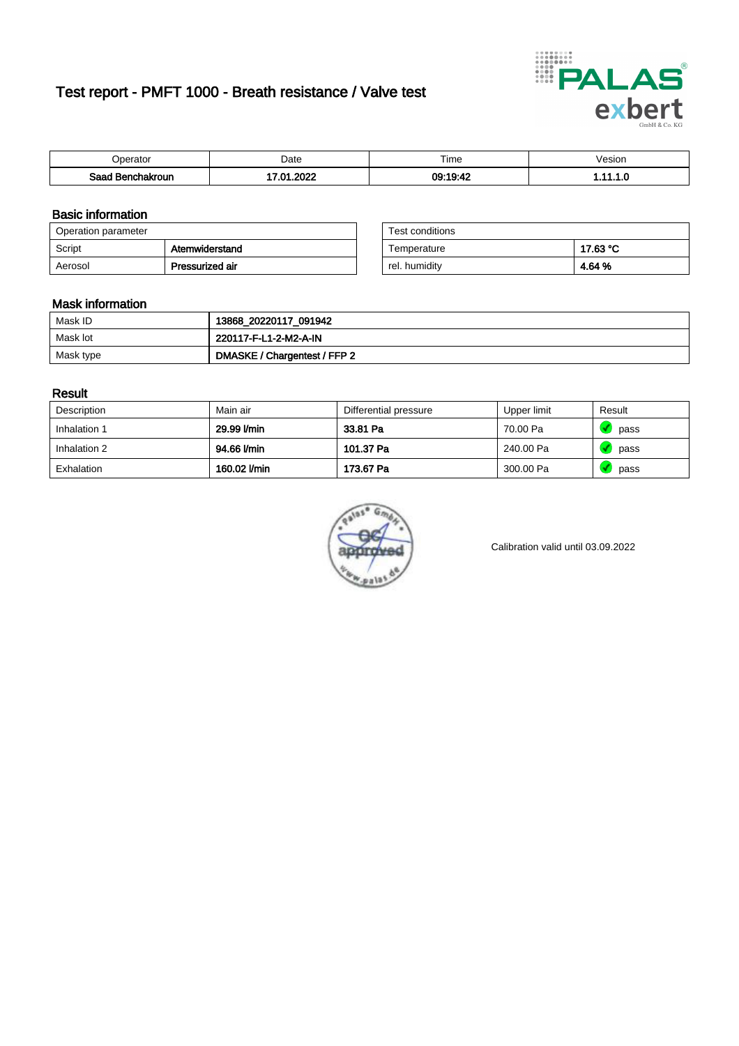# Test report - PMFT 1000 - Breath resistance / Valve test

| Operator | Date | Time | Vesion |
|---|---|---|---|
| **Saad Benchakroun** | **17.01.2022** | **09:19:42** | **1.11.1.0** |

## Basic information

| Operation parameter | |
|---|---|
| Script | **Atemwiderstand** |
| Aerosol | **Pressurized air** |

| Test conditions | |
|---|---|
| Temperature | **17.63 °C** |
| rel. humidity | **4.64 %** |

## Mask information

| | |
|---|---|
| Mask ID | **13868_20220117_091942** |
| Mask lot | **220117-F-L1-2-M2-A-IN** |
| Mask type | **DMASKE / Chargentest / FFP 2** |

## Result

| Description | Main air | Differential pressure | Upper limit | Result |
|---|---|---|---|---|
| Inhalation 1 | **29.99 l/min** | **33.81 Pa** | 70.00 Pa | pass |
| Inhalation 2 | **94.66 l/min** | **101.37 Pa** | 240.00 Pa | pass |
| Exhalation | **160.02 l/min** | **173.67 Pa** | 300.00 Pa | pass |

Calibration valid until 03.09.2022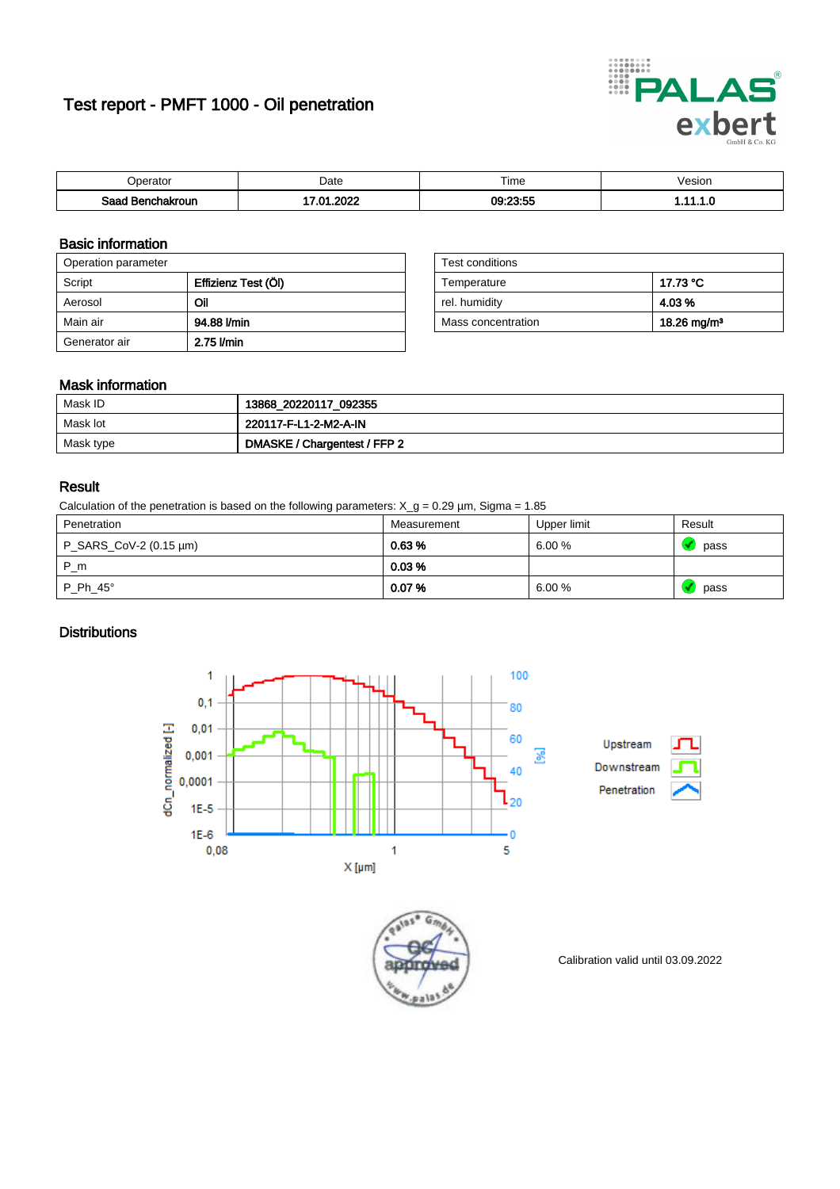# Test report - PMFT 1000 - Oil penetration

PALAS exbert GmbH & Co. KG

| Operator | Date | Time | Vesion |
|---|---|---|---|
| **Saad Benchakroun** | **17.01.2022** | **09:23:55** | **1.11.1.0** |

## Basic information

| Operation parameter | |
|---|---|
| Script | **Effizienz Test (Öl)** |
| Aerosol | **Oil** |
| Main air | **94.88 l/min** |
| Generator air | **2.75 l/min** |

| Test conditions | |
|---|---|
| Temperature | **17.73 °C** |
| rel. humidity | **4.03 %** |
| Mass concentration | **18.26 mg/m³** |

## Mask information

| | |
|---|---|
| Mask ID | **13868_20220117_092355** |
| Mask lot | **220117-F-L1-2-M2-A-IN** |
| Mask type | **DMASKE / Chargentest / FFP 2** |

## Result

Calculation of the penetration is based on the following parameters: X_g = 0.29 µm, Sigma = 1.85

| Penetration | Measurement | Upper limit | Result |
|---|---|---|---|
| P_SARS_CoV-2 (0.15 µm) | **0.63 %** | 6.00 % | pass |
| P_m | **0.03 %** | | |
| P_Ph_45° | **0.07 %** | 6.00 % | pass |

## Distributions

dCn_normalized [-]
1
0,1
0,01
0,001
0,0001
1E-5
1E-6
0,08
1
5
X [µm]
[%]
100
80
60
40
20
0
Upstream
Downstream
Penetration

Palas® GmbH QC approved www.palas.de

Calibration valid until 03.09.2022